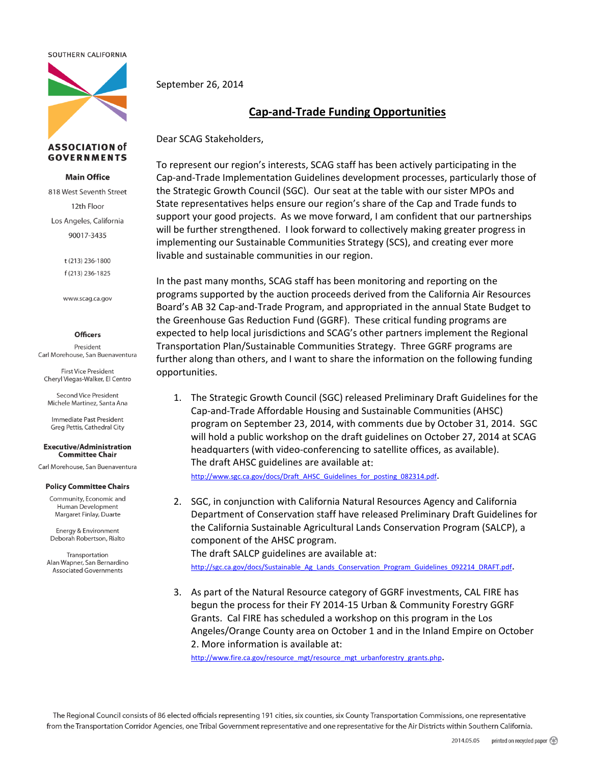SOUTHERN CALIFORNIA

**ASSOCIATION of GOVERNMENTS**

**Main Office**

818 West Seventh Street

12th Floor

Los Angeles, California

90017-3435

t (213) 236-1800

f (213) 236-1825

www.scag.ca.gov

**Officers**

President
Carl Morehouse, San Buenaventura

First Vice President
Cheryl Viegas-Walker, El Centro

Second Vice President
Michele Martinez, Santa Ana

Immediate Past President
Greg Pettis, Cathedral City

**Executive/Administration Committee Chair**

Carl Morehouse, San Buenaventura

**Policy Committee Chairs**

Community, Economic and Human Development
Margaret Finlay, Duarte

Energy & Environment
Deborah Robertson, Rialto

Transportation
Alan Wapner, San Bernardino Associated Governments

September 26, 2014

# Cap-and-Trade Funding Opportunities

Dear SCAG Stakeholders,

To represent our region's interests, SCAG staff has been actively participating in the Cap-and-Trade Implementation Guidelines development processes, particularly those of the Strategic Growth Council (SGC). Our seat at the table with our sister MPOs and State representatives helps ensure our region's share of the Cap and Trade funds to support your good projects. As we move forward, I am confident that our partnerships will be further strengthened. I look forward to collectively making greater progress in implementing our Sustainable Communities Strategy (SCS), and creating ever more livable and sustainable communities in our region.

In the past many months, SCAG staff has been monitoring and reporting on the programs supported by the auction proceeds derived from the California Air Resources Board's AB 32 Cap-and-Trade Program, and appropriated in the annual State Budget to the Greenhouse Gas Reduction Fund (GGRF). These critical funding programs are expected to help local jurisdictions and SCAG's other partners implement the Regional Transportation Plan/Sustainable Communities Strategy. Three GGRF programs are further along than others, and I want to share the information on the following funding opportunities.

1. The Strategic Growth Council (SGC) released Preliminary Draft Guidelines for the Cap-and-Trade Affordable Housing and Sustainable Communities (AHSC) program on September 23, 2014, with comments due by October 31, 2014. SGC will hold a public workshop on the draft guidelines on October 27, 2014 at SCAG headquarters (with video-conferencing to satellite offices, as available). The draft AHSC guidelines are available at: http://www.sgc.ca.gov/docs/Draft_AHSC_Guidelines_for_posting_082314.pdf.

2. SGC, in conjunction with California Natural Resources Agency and California Department of Conservation staff have released Preliminary Draft Guidelines for the California Sustainable Agricultural Lands Conservation Program (SALCP), a component of the AHSC program. The draft SALCP guidelines are available at: http://sgc.ca.gov/docs/Sustainable_Ag_Lands_Conservation_Program_Guidelines_092214_DRAFT.pdf.

3. As part of the Natural Resource category of GGRF investments, CAL FIRE has begun the process for their FY 2014-15 Urban & Community Forestry GGRF Grants. Cal FIRE has scheduled a workshop on this program in the Los Angeles/Orange County area on October 1 and in the Inland Empire on October 2. More information is available at: http://www.fire.ca.gov/resource_mgt/resource_mgt_urbanforestry_grants.php.

The Regional Council consists of 86 elected officials representing 191 cities, six counties, six County Transportation Commissions, one representative from the Transportation Corridor Agencies, one Tribal Government representative and one representative for the Air Districts within Southern California.

2014.05.05 printed on recycled paper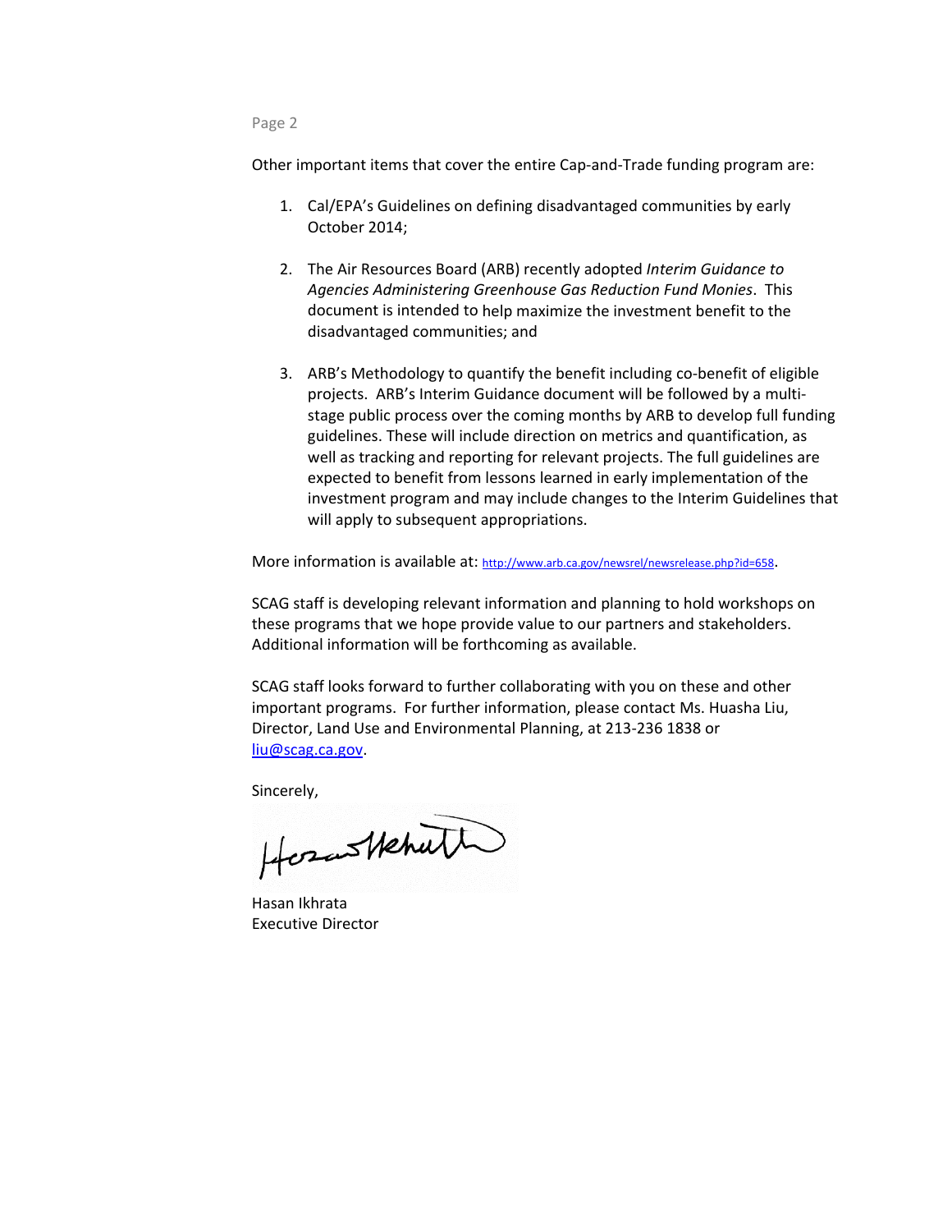Other important items that cover the entire Cap-and-Trade funding program are:

1. Cal/EPA's Guidelines on defining disadvantaged communities by early October 2014;

2. The Air Resources Board (ARB) recently adopted *Interim Guidance to Agencies Administering Greenhouse Gas Reduction Fund Monies*. This document is intended to help maximize the investment benefit to the disadvantaged communities; and

3. ARB's Methodology to quantify the benefit including co-benefit of eligible projects. ARB's Interim Guidance document will be followed by a multi-stage public process over the coming months by ARB to develop full funding guidelines. These will include direction on metrics and quantification, as well as tracking and reporting for relevant projects. The full guidelines are expected to benefit from lessons learned in early implementation of the investment program and may include changes to the Interim Guidelines that will apply to subsequent appropriations.

More information is available at: http://www.arb.ca.gov/newsrel/newsrelease.php?id=658.

SCAG staff is developing relevant information and planning to hold workshops on these programs that we hope provide value to our partners and stakeholders. Additional information will be forthcoming as available.

SCAG staff looks forward to further collaborating with you on these and other important programs. For further information, please contact Ms. Huasha Liu, Director, Land Use and Environmental Planning, at 213-236 1838 or liu@scag.ca.gov.

Sincerely,

Hasan Ikhrata
Executive Director